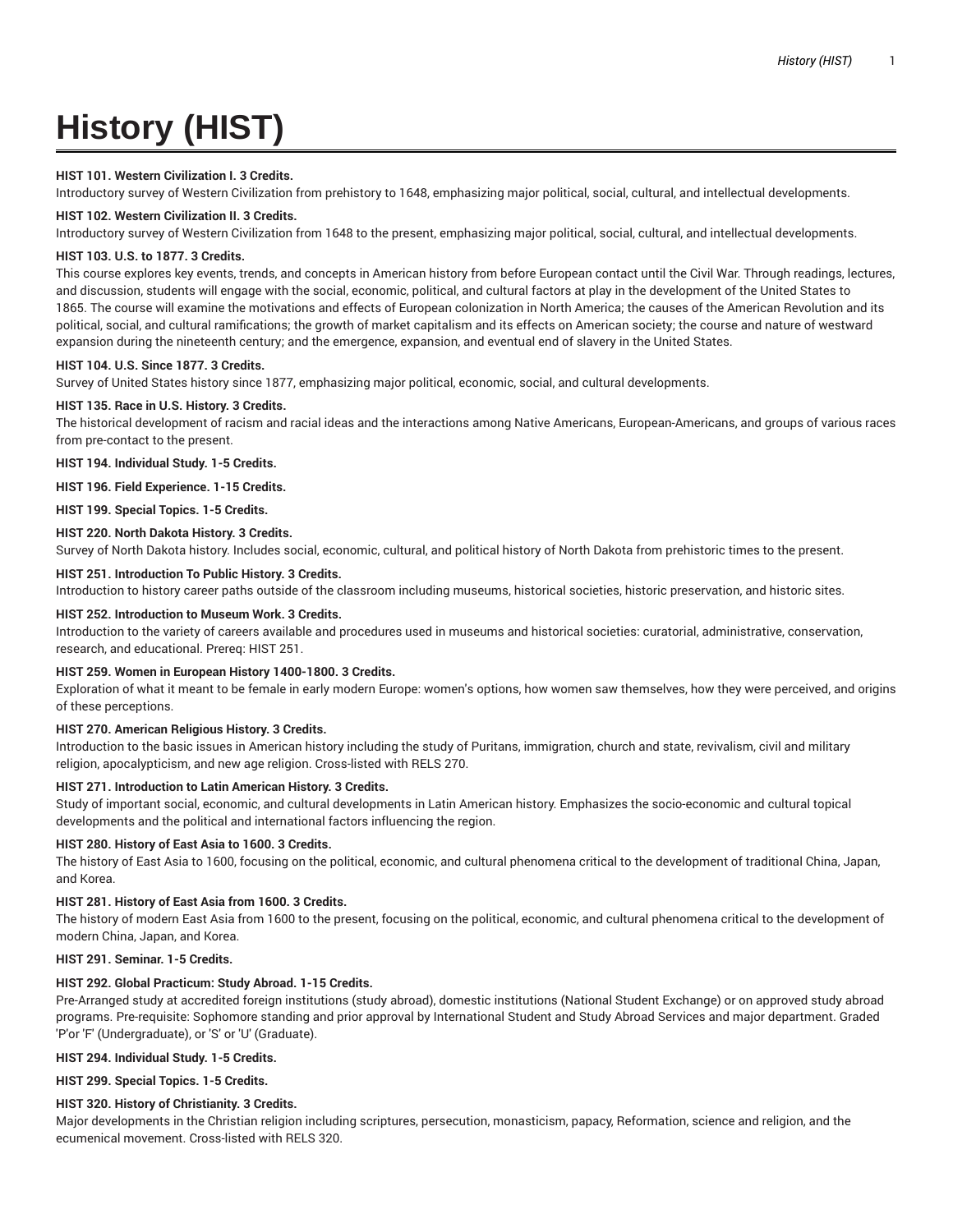# History (HIST)

**HIST 101. Western Civilization I. 3 Credits.**
Introductory survey of Western Civilization from prehistory to 1648, emphasizing major political, social, cultural, and intellectual developments.

**HIST 102. Western Civilization II. 3 Credits.**
Introductory survey of Western Civilization from 1648 to the present, emphasizing major political, social, cultural, and intellectual developments.

**HIST 103. U.S. to 1877. 3 Credits.**
This course explores key events, trends, and concepts in American history from before European contact until the Civil War. Through readings, lectures, and discussion, students will engage with the social, economic, political, and cultural factors at play in the development of the United States to 1865. The course will examine the motivations and effects of European colonization in North America; the causes of the American Revolution and its political, social, and cultural ramifications; the growth of market capitalism and its effects on American society; the course and nature of westward expansion during the nineteenth century; and the emergence, expansion, and eventual end of slavery in the United States.

**HIST 104. U.S. Since 1877. 3 Credits.**
Survey of United States history since 1877, emphasizing major political, economic, social, and cultural developments.

**HIST 135. Race in U.S. History. 3 Credits.**
The historical development of racism and racial ideas and the interactions among Native Americans, European-Americans, and groups of various races from pre-contact to the present.

**HIST 194. Individual Study. 1-5 Credits.**

**HIST 196. Field Experience. 1-15 Credits.**

**HIST 199. Special Topics. 1-5 Credits.**

**HIST 220. North Dakota History. 3 Credits.**
Survey of North Dakota history. Includes social, economic, cultural, and political history of North Dakota from prehistoric times to the present.

**HIST 251. Introduction To Public History. 3 Credits.**
Introduction to history career paths outside of the classroom including museums, historical societies, historic preservation, and historic sites.

**HIST 252. Introduction to Museum Work. 3 Credits.**
Introduction to the variety of careers available and procedures used in museums and historical societies: curatorial, administrative, conservation, research, and educational. Prereq: HIST 251.

**HIST 259. Women in European History 1400-1800. 3 Credits.**
Exploration of what it meant to be female in early modern Europe: women's options, how women saw themselves, how they were perceived, and origins of these perceptions.

**HIST 270. American Religious History. 3 Credits.**
Introduction to the basic issues in American history including the study of Puritans, immigration, church and state, revivalism, civil and military religion, apocalypticism, and new age religion. Cross-listed with RELS 270.

**HIST 271. Introduction to Latin American History. 3 Credits.**
Study of important social, economic, and cultural developments in Latin American history. Emphasizes the socio-economic and cultural topical developments and the political and international factors influencing the region.

**HIST 280. History of East Asia to 1600. 3 Credits.**
The history of East Asia to 1600, focusing on the political, economic, and cultural phenomena critical to the development of traditional China, Japan, and Korea.

**HIST 281. History of East Asia from 1600. 3 Credits.**
The history of modern East Asia from 1600 to the present, focusing on the political, economic, and cultural phenomena critical to the development of modern China, Japan, and Korea.

**HIST 291. Seminar. 1-5 Credits.**

**HIST 292. Global Practicum: Study Abroad. 1-15 Credits.**
Pre-Arranged study at accredited foreign institutions (study abroad), domestic institutions (National Student Exchange) or on approved study abroad programs. Pre-requisite: Sophomore standing and prior approval by International Student and Study Abroad Services and major department. Graded 'P'or 'F' (Undergraduate), or 'S' or 'U' (Graduate).

**HIST 294. Individual Study. 1-5 Credits.**

**HIST 299. Special Topics. 1-5 Credits.**

**HIST 320. History of Christianity. 3 Credits.**
Major developments in the Christian religion including scriptures, persecution, monasticism, papacy, Reformation, science and religion, and the ecumenical movement. Cross-listed with RELS 320.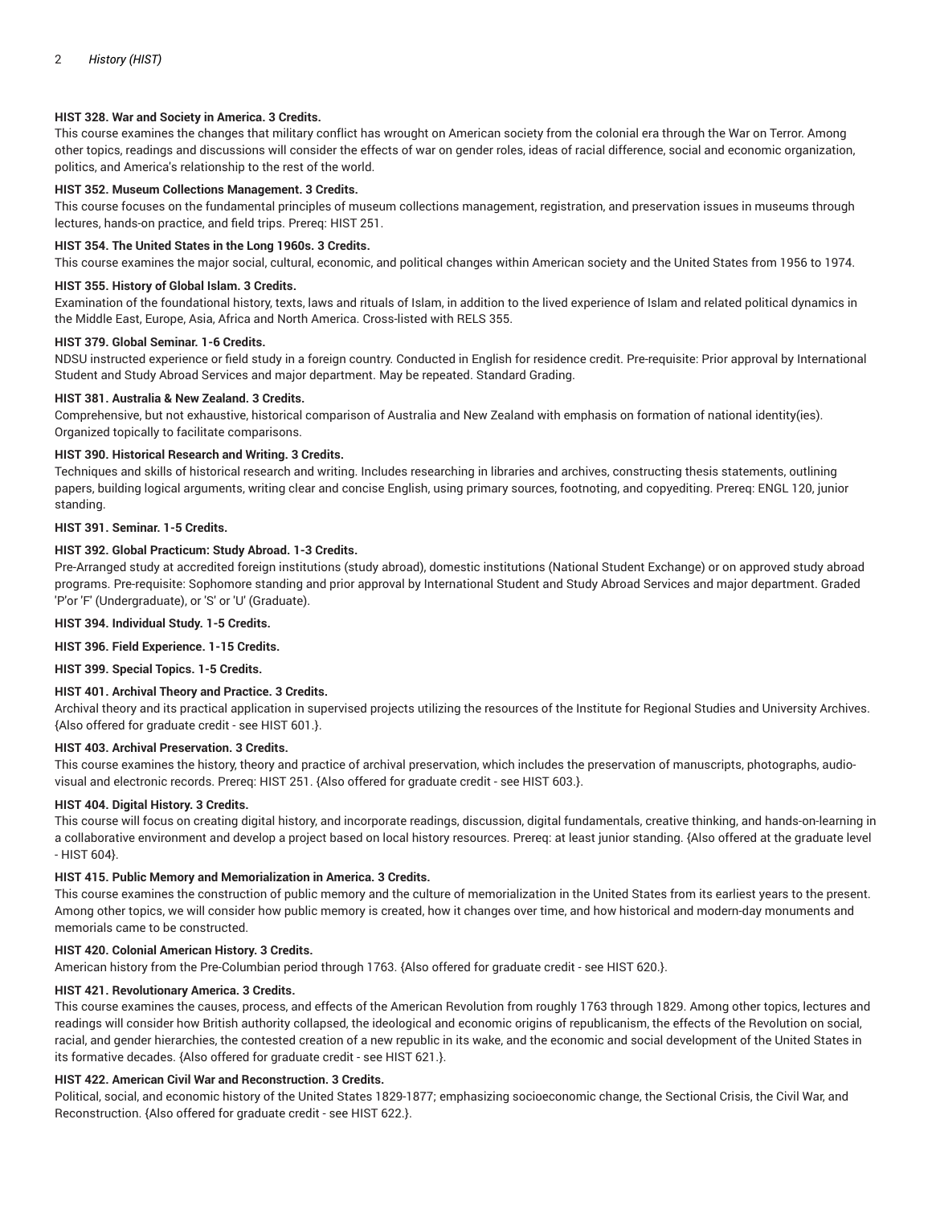**HIST 328. War and Society in America. 3 Credits.**

This course examines the changes that military conflict has wrought on American society from the colonial era through the War on Terror. Among other topics, readings and discussions will consider the effects of war on gender roles, ideas of racial difference, social and economic organization, politics, and America's relationship to the rest of the world.

**HIST 352. Museum Collections Management. 3 Credits.**

This course focuses on the fundamental principles of museum collections management, registration, and preservation issues in museums through lectures, hands-on practice, and field trips. Prereq: HIST 251.

**HIST 354. The United States in the Long 1960s. 3 Credits.**

This course examines the major social, cultural, economic, and political changes within American society and the United States from 1956 to 1974.

**HIST 355. History of Global Islam. 3 Credits.**

Examination of the foundational history, texts, laws and rituals of Islam, in addition to the lived experience of Islam and related political dynamics in the Middle East, Europe, Asia, Africa and North America. Cross-listed with RELS 355.

**HIST 379. Global Seminar. 1-6 Credits.**

NDSU instructed experience or field study in a foreign country. Conducted in English for residence credit. Pre-requisite: Prior approval by International Student and Study Abroad Services and major department. May be repeated. Standard Grading.

**HIST 381. Australia & New Zealand. 3 Credits.**

Comprehensive, but not exhaustive, historical comparison of Australia and New Zealand with emphasis on formation of national identity(ies). Organized topically to facilitate comparisons.

**HIST 390. Historical Research and Writing. 3 Credits.**

Techniques and skills of historical research and writing. Includes researching in libraries and archives, constructing thesis statements, outlining papers, building logical arguments, writing clear and concise English, using primary sources, footnoting, and copyediting. Prereq: ENGL 120, junior standing.

**HIST 391. Seminar. 1-5 Credits.**

**HIST 392. Global Practicum: Study Abroad. 1-3 Credits.**

Pre-Arranged study at accredited foreign institutions (study abroad), domestic institutions (National Student Exchange) or on approved study abroad programs. Pre-requisite: Sophomore standing and prior approval by International Student and Study Abroad Services and major department. Graded 'P'or 'F' (Undergraduate), or 'S' or 'U' (Graduate).

**HIST 394. Individual Study. 1-5 Credits.**

**HIST 396. Field Experience. 1-15 Credits.**

**HIST 399. Special Topics. 1-5 Credits.**

**HIST 401. Archival Theory and Practice. 3 Credits.**

Archival theory and its practical application in supervised projects utilizing the resources of the Institute for Regional Studies and University Archives. {Also offered for graduate credit - see HIST 601.}.

**HIST 403. Archival Preservation. 3 Credits.**

This course examines the history, theory and practice of archival preservation, which includes the preservation of manuscripts, photographs, audio-visual and electronic records. Prereq: HIST 251. {Also offered for graduate credit - see HIST 603.}.

**HIST 404. Digital History. 3 Credits.**

This course will focus on creating digital history, and incorporate readings, discussion, digital fundamentals, creative thinking, and hands-on-learning in a collaborative environment and develop a project based on local history resources. Prereq: at least junior standing. {Also offered at the graduate level - HIST 604}.

**HIST 415. Public Memory and Memorialization in America. 3 Credits.**

This course examines the construction of public memory and the culture of memorialization in the United States from its earliest years to the present. Among other topics, we will consider how public memory is created, how it changes over time, and how historical and modern-day monuments and memorials came to be constructed.

**HIST 420. Colonial American History. 3 Credits.**

American history from the Pre-Columbian period through 1763. {Also offered for graduate credit - see HIST 620.}.

**HIST 421. Revolutionary America. 3 Credits.**

This course examines the causes, process, and effects of the American Revolution from roughly 1763 through 1829. Among other topics, lectures and readings will consider how British authority collapsed, the ideological and economic origins of republicanism, the effects of the Revolution on social, racial, and gender hierarchies, the contested creation of a new republic in its wake, and the economic and social development of the United States in its formative decades. {Also offered for graduate credit - see HIST 621.}.

**HIST 422. American Civil War and Reconstruction. 3 Credits.**

Political, social, and economic history of the United States 1829-1877; emphasizing socioeconomic change, the Sectional Crisis, the Civil War, and Reconstruction. {Also offered for graduate credit - see HIST 622.}.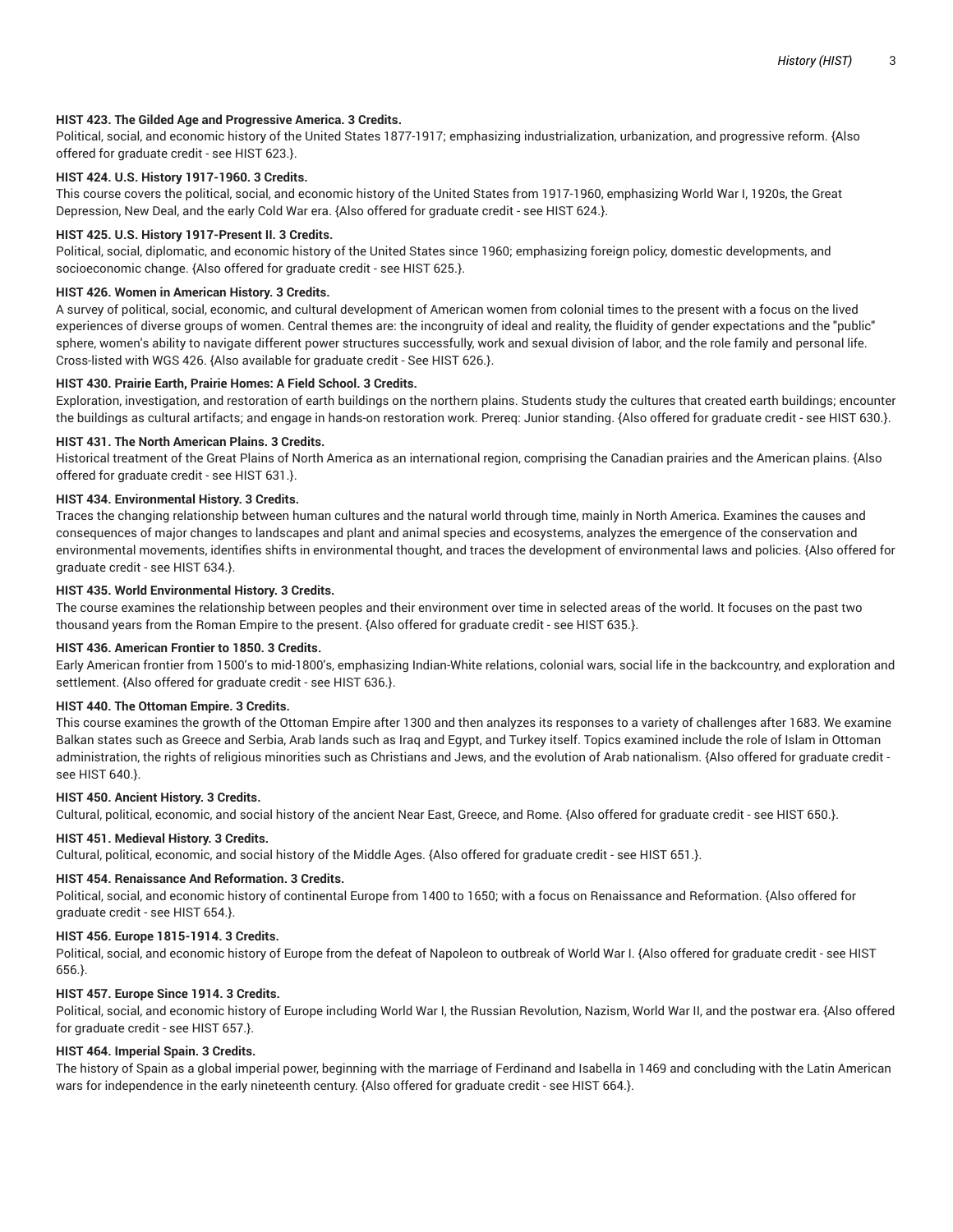**HIST 423. The Gilded Age and Progressive America. 3 Credits.**
Political, social, and economic history of the United States 1877-1917; emphasizing industrialization, urbanization, and progressive reform. {Also offered for graduate credit - see HIST 623.}.

**HIST 424. U.S. History 1917-1960. 3 Credits.**
This course covers the political, social, and economic history of the United States from 1917-1960, emphasizing World War I, 1920s, the Great Depression, New Deal, and the early Cold War era. {Also offered for graduate credit - see HIST 624.}.

**HIST 425. U.S. History 1917-Present II. 3 Credits.**
Political, social, diplomatic, and economic history of the United States since 1960; emphasizing foreign policy, domestic developments, and socioeconomic change. {Also offered for graduate credit - see HIST 625.}.

**HIST 426. Women in American History. 3 Credits.**
A survey of political, social, economic, and cultural development of American women from colonial times to the present with a focus on the lived experiences of diverse groups of women. Central themes are: the incongruity of ideal and reality, the fluidity of gender expectations and the "public" sphere, women's ability to navigate different power structures successfully, work and sexual division of labor, and the role family and personal life. Cross-listed with WGS 426. {Also available for graduate credit - See HIST 626.}.

**HIST 430. Prairie Earth, Prairie Homes: A Field School. 3 Credits.**
Exploration, investigation, and restoration of earth buildings on the northern plains. Students study the cultures that created earth buildings; encounter the buildings as cultural artifacts; and engage in hands-on restoration work. Prereq: Junior standing. {Also offered for graduate credit - see HIST 630.}.

**HIST 431. The North American Plains. 3 Credits.**
Historical treatment of the Great Plains of North America as an international region, comprising the Canadian prairies and the American plains. {Also offered for graduate credit - see HIST 631.}.

**HIST 434. Environmental History. 3 Credits.**
Traces the changing relationship between human cultures and the natural world through time, mainly in North America. Examines the causes and consequences of major changes to landscapes and plant and animal species and ecosystems, analyzes the emergence of the conservation and environmental movements, identifies shifts in environmental thought, and traces the development of environmental laws and policies. {Also offered for graduate credit - see HIST 634.}.

**HIST 435. World Environmental History. 3 Credits.**
The course examines the relationship between peoples and their environment over time in selected areas of the world. It focuses on the past two thousand years from the Roman Empire to the present. {Also offered for graduate credit - see HIST 635.}.

**HIST 436. American Frontier to 1850. 3 Credits.**
Early American frontier from 1500's to mid-1800's, emphasizing Indian-White relations, colonial wars, social life in the backcountry, and exploration and settlement. {Also offered for graduate credit - see HIST 636.}.

**HIST 440. The Ottoman Empire. 3 Credits.**
This course examines the growth of the Ottoman Empire after 1300 and then analyzes its responses to a variety of challenges after 1683. We examine Balkan states such as Greece and Serbia, Arab lands such as Iraq and Egypt, and Turkey itself. Topics examined include the role of Islam in Ottoman administration, the rights of religious minorities such as Christians and Jews, and the evolution of Arab nationalism. {Also offered for graduate credit - see HIST 640.}.

**HIST 450. Ancient History. 3 Credits.**
Cultural, political, economic, and social history of the ancient Near East, Greece, and Rome. {Also offered for graduate credit - see HIST 650.}.

**HIST 451. Medieval History. 3 Credits.**
Cultural, political, economic, and social history of the Middle Ages. {Also offered for graduate credit - see HIST 651.}.

**HIST 454. Renaissance And Reformation. 3 Credits.**
Political, social, and economic history of continental Europe from 1400 to 1650; with a focus on Renaissance and Reformation. {Also offered for graduate credit - see HIST 654.}.

**HIST 456. Europe 1815-1914. 3 Credits.**
Political, social, and economic history of Europe from the defeat of Napoleon to outbreak of World War I. {Also offered for graduate credit - see HIST 656.}.

**HIST 457. Europe Since 1914. 3 Credits.**
Political, social, and economic history of Europe including World War I, the Russian Revolution, Nazism, World War II, and the postwar era. {Also offered for graduate credit - see HIST 657.}.

**HIST 464. Imperial Spain. 3 Credits.**
The history of Spain as a global imperial power, beginning with the marriage of Ferdinand and Isabella in 1469 and concluding with the Latin American wars for independence in the early nineteenth century. {Also offered for graduate credit - see HIST 664.}.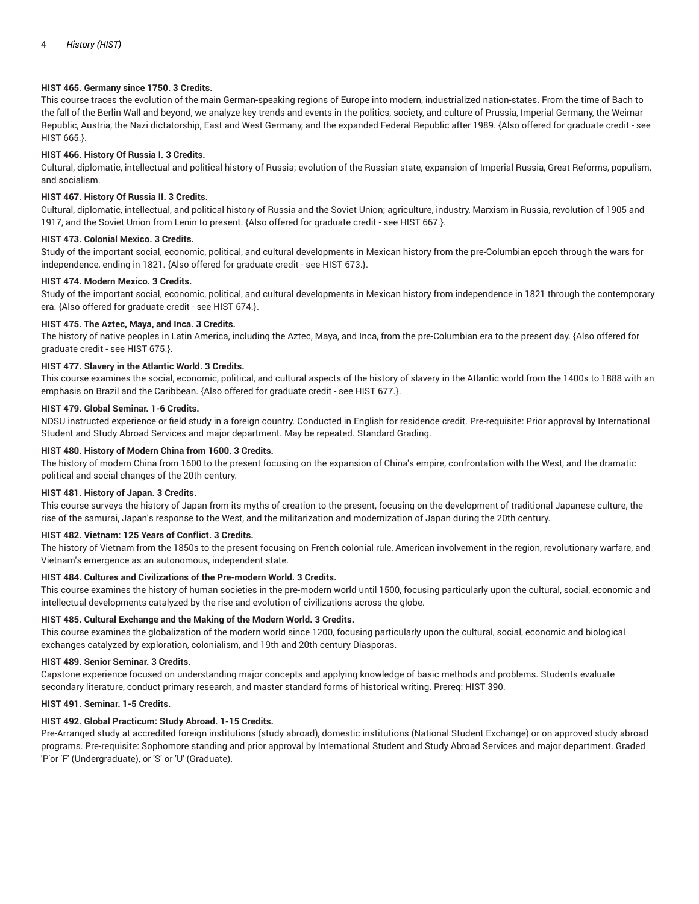**HIST 465. Germany since 1750. 3 Credits.**

This course traces the evolution of the main German-speaking regions of Europe into modern, industrialized nation-states. From the time of Bach to the fall of the Berlin Wall and beyond, we analyze key trends and events in the politics, society, and culture of Prussia, Imperial Germany, the Weimar Republic, Austria, the Nazi dictatorship, East and West Germany, and the expanded Federal Republic after 1989. {Also offered for graduate credit - see HIST 665.}.

**HIST 466. History Of Russia I. 3 Credits.**

Cultural, diplomatic, intellectual and political history of Russia; evolution of the Russian state, expansion of Imperial Russia, Great Reforms, populism, and socialism.

**HIST 467. History Of Russia II. 3 Credits.**

Cultural, diplomatic, intellectual, and political history of Russia and the Soviet Union; agriculture, industry, Marxism in Russia, revolution of 1905 and 1917, and the Soviet Union from Lenin to present. {Also offered for graduate credit - see HIST 667.}.

**HIST 473. Colonial Mexico. 3 Credits.**

Study of the important social, economic, political, and cultural developments in Mexican history from the pre-Columbian epoch through the wars for independence, ending in 1821. {Also offered for graduate credit - see HIST 673.}.

**HIST 474. Modern Mexico. 3 Credits.**

Study of the important social, economic, political, and cultural developments in Mexican history from independence in 1821 through the contemporary era. {Also offered for graduate credit - see HIST 674.}.

**HIST 475. The Aztec, Maya, and Inca. 3 Credits.**

The history of native peoples in Latin America, including the Aztec, Maya, and Inca, from the pre-Columbian era to the present day. {Also offered for graduate credit - see HIST 675.}.

**HIST 477. Slavery in the Atlantic World. 3 Credits.**

This course examines the social, economic, political, and cultural aspects of the history of slavery in the Atlantic world from the 1400s to 1888 with an emphasis on Brazil and the Caribbean. {Also offered for graduate credit - see HIST 677.}.

**HIST 479. Global Seminar. 1-6 Credits.**

NDSU instructed experience or field study in a foreign country. Conducted in English for residence credit. Pre-requisite: Prior approval by International Student and Study Abroad Services and major department. May be repeated. Standard Grading.

**HIST 480. History of Modern China from 1600. 3 Credits.**

The history of modern China from 1600 to the present focusing on the expansion of China's empire, confrontation with the West, and the dramatic political and social changes of the 20th century.

**HIST 481. History of Japan. 3 Credits.**

This course surveys the history of Japan from its myths of creation to the present, focusing on the development of traditional Japanese culture, the rise of the samurai, Japan's response to the West, and the militarization and modernization of Japan during the 20th century.

**HIST 482. Vietnam: 125 Years of Conflict. 3 Credits.**

The history of Vietnam from the 1850s to the present focusing on French colonial rule, American involvement in the region, revolutionary warfare, and Vietnam's emergence as an autonomous, independent state.

**HIST 484. Cultures and Civilizations of the Pre-modern World. 3 Credits.**

This course examines the history of human societies in the pre-modern world until 1500, focusing particularly upon the cultural, social, economic and intellectual developments catalyzed by the rise and evolution of civilizations across the globe.

**HIST 485. Cultural Exchange and the Making of the Modern World. 3 Credits.**

This course examines the globalization of the modern world since 1200, focusing particularly upon the cultural, social, economic and biological exchanges catalyzed by exploration, colonialism, and 19th and 20th century Diasporas.

**HIST 489. Senior Seminar. 3 Credits.**

Capstone experience focused on understanding major concepts and applying knowledge of basic methods and problems. Students evaluate secondary literature, conduct primary research, and master standard forms of historical writing. Prereq: HIST 390.

**HIST 491. Seminar. 1-5 Credits.**

**HIST 492. Global Practicum: Study Abroad. 1-15 Credits.**

Pre-Arranged study at accredited foreign institutions (study abroad), domestic institutions (National Student Exchange) or on approved study abroad programs. Pre-requisite: Sophomore standing and prior approval by International Student and Study Abroad Services and major department. Graded 'P'or 'F' (Undergraduate), or 'S' or 'U' (Graduate).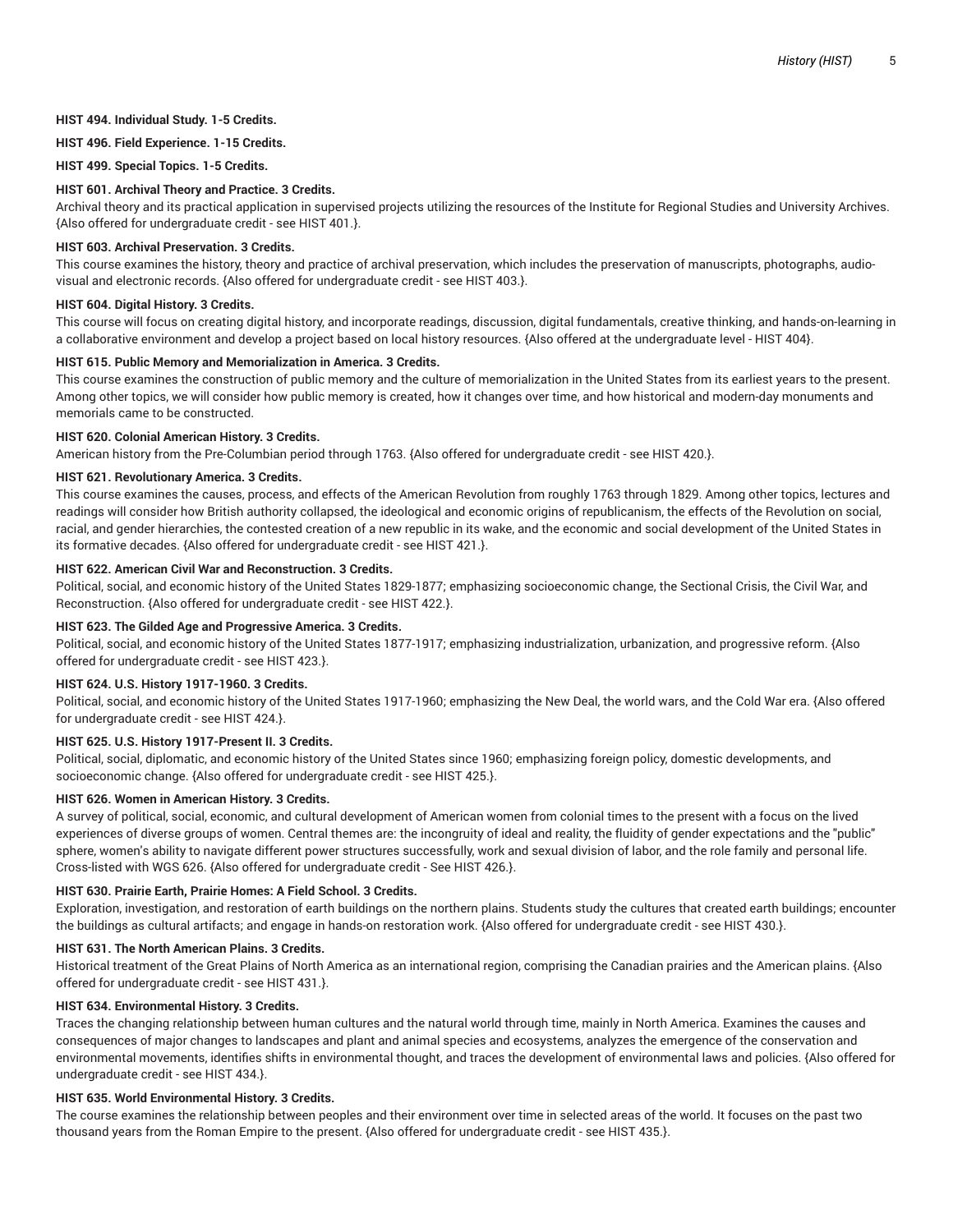**HIST 494. Individual Study. 1-5 Credits.**

**HIST 496. Field Experience. 1-15 Credits.**

**HIST 499. Special Topics. 1-5 Credits.**

**HIST 601. Archival Theory and Practice. 3 Credits.**

Archival theory and its practical application in supervised projects utilizing the resources of the Institute for Regional Studies and University Archives. {Also offered for undergraduate credit - see HIST 401.}.

**HIST 603. Archival Preservation. 3 Credits.**

This course examines the history, theory and practice of archival preservation, which includes the preservation of manuscripts, photographs, audio-visual and electronic records. {Also offered for undergraduate credit - see HIST 403.}.

**HIST 604. Digital History. 3 Credits.**

This course will focus on creating digital history, and incorporate readings, discussion, digital fundamentals, creative thinking, and hands-on-learning in a collaborative environment and develop a project based on local history resources. {Also offered at the undergraduate level - HIST 404}.

**HIST 615. Public Memory and Memorialization in America. 3 Credits.**

This course examines the construction of public memory and the culture of memorialization in the United States from its earliest years to the present. Among other topics, we will consider how public memory is created, how it changes over time, and how historical and modern-day monuments and memorials came to be constructed.

**HIST 620. Colonial American History. 3 Credits.**

American history from the Pre-Columbian period through 1763. {Also offered for undergraduate credit - see HIST 420.}.

**HIST 621. Revolutionary America. 3 Credits.**

This course examines the causes, process, and effects of the American Revolution from roughly 1763 through 1829. Among other topics, lectures and readings will consider how British authority collapsed, the ideological and economic origins of republicanism, the effects of the Revolution on social, racial, and gender hierarchies, the contested creation of a new republic in its wake, and the economic and social development of the United States in its formative decades. {Also offered for undergraduate credit - see HIST 421.}.

**HIST 622. American Civil War and Reconstruction. 3 Credits.**

Political, social, and economic history of the United States 1829-1877; emphasizing socioeconomic change, the Sectional Crisis, the Civil War, and Reconstruction. {Also offered for undergraduate credit - see HIST 422.}.

**HIST 623. The Gilded Age and Progressive America. 3 Credits.**

Political, social, and economic history of the United States 1877-1917; emphasizing industrialization, urbanization, and progressive reform. {Also offered for undergraduate credit - see HIST 423.}.

**HIST 624. U.S. History 1917-1960. 3 Credits.**

Political, social, and economic history of the United States 1917-1960; emphasizing the New Deal, the world wars, and the Cold War era. {Also offered for undergraduate credit - see HIST 424.}.

**HIST 625. U.S. History 1917-Present II. 3 Credits.**

Political, social, diplomatic, and economic history of the United States since 1960; emphasizing foreign policy, domestic developments, and socioeconomic change. {Also offered for undergraduate credit - see HIST 425.}.

**HIST 626. Women in American History. 3 Credits.**

A survey of political, social, economic, and cultural development of American women from colonial times to the present with a focus on the lived experiences of diverse groups of women. Central themes are: the incongruity of ideal and reality, the fluidity of gender expectations and the "public" sphere, women's ability to navigate different power structures successfully, work and sexual division of labor, and the role family and personal life. Cross-listed with WGS 626. {Also offered for undergraduate credit - See HIST 426.}.

**HIST 630. Prairie Earth, Prairie Homes: A Field School. 3 Credits.**

Exploration, investigation, and restoration of earth buildings on the northern plains. Students study the cultures that created earth buildings; encounter the buildings as cultural artifacts; and engage in hands-on restoration work. {Also offered for undergraduate credit - see HIST 430.}.

**HIST 631. The North American Plains. 3 Credits.**

Historical treatment of the Great Plains of North America as an international region, comprising the Canadian prairies and the American plains. {Also offered for undergraduate credit - see HIST 431.}.

**HIST 634. Environmental History. 3 Credits.**

Traces the changing relationship between human cultures and the natural world through time, mainly in North America. Examines the causes and consequences of major changes to landscapes and plant and animal species and ecosystems, analyzes the emergence of the conservation and environmental movements, identifies shifts in environmental thought, and traces the development of environmental laws and policies. {Also offered for undergraduate credit - see HIST 434.}.

**HIST 635. World Environmental History. 3 Credits.**

The course examines the relationship between peoples and their environment over time in selected areas of the world. It focuses on the past two thousand years from the Roman Empire to the present. {Also offered for undergraduate credit - see HIST 435.}.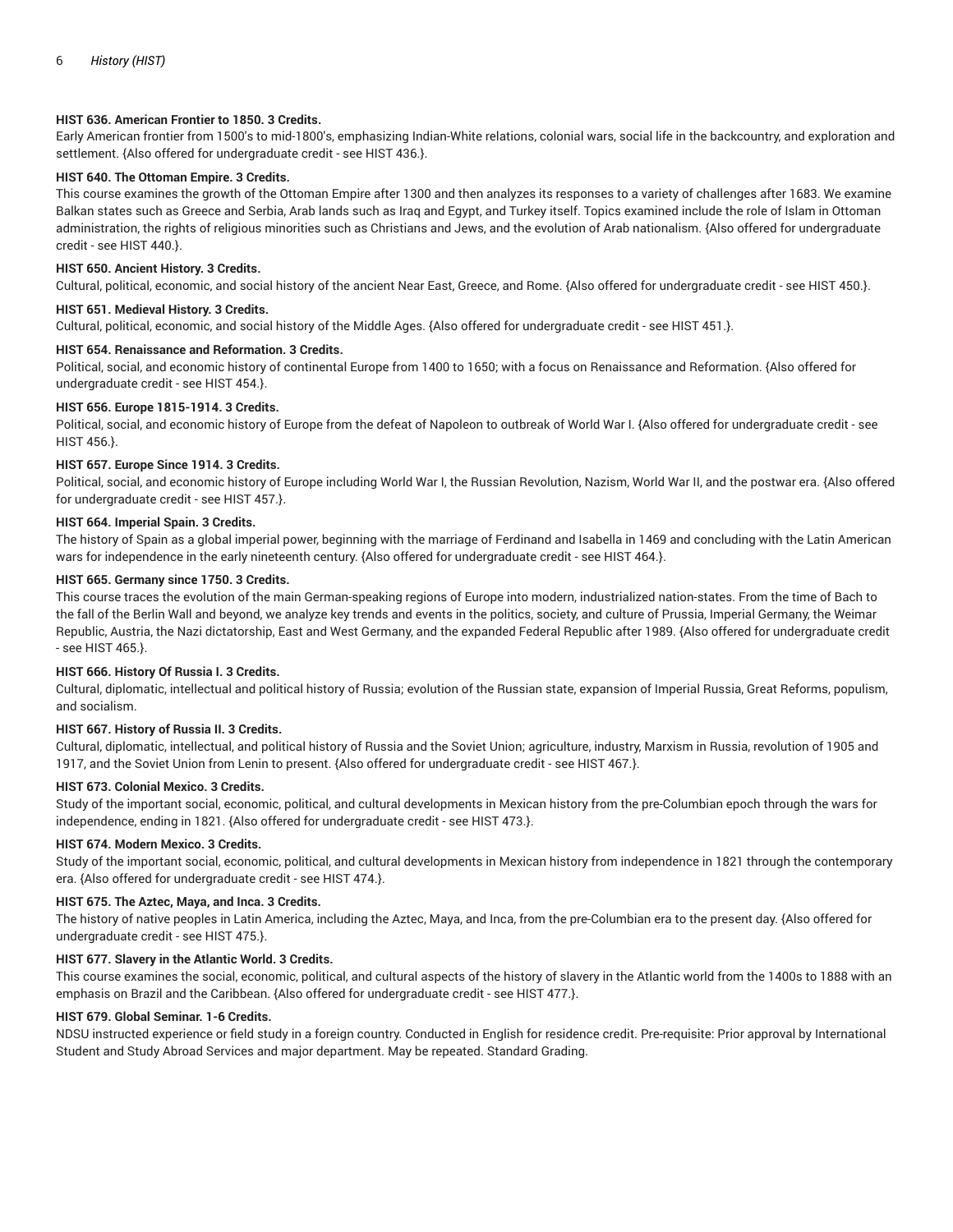#### HIST 636. American Frontier to 1850. 3 Credits.

Early American frontier from 1500's to mid-1800's, emphasizing Indian-White relations, colonial wars, social life in the backcountry, and exploration and settlement. {Also offered for undergraduate credit - see HIST 436.}.

#### HIST 640. The Ottoman Empire. 3 Credits.

This course examines the growth of the Ottoman Empire after 1300 and then analyzes its responses to a variety of challenges after 1683. We examine Balkan states such as Greece and Serbia, Arab lands such as Iraq and Egypt, and Turkey itself. Topics examined include the role of Islam in Ottoman administration, the rights of religious minorities such as Christians and Jews, and the evolution of Arab nationalism. {Also offered for undergraduate credit - see HIST 440.}.

#### HIST 650. Ancient History. 3 Credits.

Cultural, political, economic, and social history of the ancient Near East, Greece, and Rome. {Also offered for undergraduate credit - see HIST 450.}.

#### HIST 651. Medieval History. 3 Credits.

Cultural, political, economic, and social history of the Middle Ages. {Also offered for undergraduate credit - see HIST 451.}.

#### HIST 654. Renaissance and Reformation. 3 Credits.

Political, social, and economic history of continental Europe from 1400 to 1650; with a focus on Renaissance and Reformation. {Also offered for undergraduate credit - see HIST 454.}.

#### HIST 656. Europe 1815-1914. 3 Credits.

Political, social, and economic history of Europe from the defeat of Napoleon to outbreak of World War I. {Also offered for undergraduate credit - see HIST 456.}.

#### HIST 657. Europe Since 1914. 3 Credits.

Political, social, and economic history of Europe including World War I, the Russian Revolution, Nazism, World War II, and the postwar era. {Also offered for undergraduate credit - see HIST 457.}.

#### HIST 664. Imperial Spain. 3 Credits.

The history of Spain as a global imperial power, beginning with the marriage of Ferdinand and Isabella in 1469 and concluding with the Latin American wars for independence in the early nineteenth century. {Also offered for undergraduate credit - see HIST 464.}.

#### HIST 665. Germany since 1750. 3 Credits.

This course traces the evolution of the main German-speaking regions of Europe into modern, industrialized nation-states. From the time of Bach to the fall of the Berlin Wall and beyond, we analyze key trends and events in the politics, society, and culture of Prussia, Imperial Germany, the Weimar Republic, Austria, the Nazi dictatorship, East and West Germany, and the expanded Federal Republic after 1989. {Also offered for undergraduate credit - see HIST 465.}.

#### HIST 666. History Of Russia I. 3 Credits.

Cultural, diplomatic, intellectual and political history of Russia; evolution of the Russian state, expansion of Imperial Russia, Great Reforms, populism, and socialism.

#### HIST 667. History of Russia II. 3 Credits.

Cultural, diplomatic, intellectual, and political history of Russia and the Soviet Union; agriculture, industry, Marxism in Russia, revolution of 1905 and 1917, and the Soviet Union from Lenin to present. {Also offered for undergraduate credit - see HIST 467.}.

#### HIST 673. Colonial Mexico. 3 Credits.

Study of the important social, economic, political, and cultural developments in Mexican history from the pre-Columbian epoch through the wars for independence, ending in 1821. {Also offered for undergraduate credit - see HIST 473.}.

#### HIST 674. Modern Mexico. 3 Credits.

Study of the important social, economic, political, and cultural developments in Mexican history from independence in 1821 through the contemporary era. {Also offered for undergraduate credit - see HIST 474.}.

#### HIST 675. The Aztec, Maya, and Inca. 3 Credits.

The history of native peoples in Latin America, including the Aztec, Maya, and Inca, from the pre-Columbian era to the present day. {Also offered for undergraduate credit - see HIST 475.}.

#### HIST 677. Slavery in the Atlantic World. 3 Credits.

This course examines the social, economic, political, and cultural aspects of the history of slavery in the Atlantic world from the 1400s to 1888 with an emphasis on Brazil and the Caribbean. {Also offered for undergraduate credit - see HIST 477.}.

#### HIST 679. Global Seminar. 1-6 Credits.

NDSU instructed experience or field study in a foreign country. Conducted in English for residence credit. Pre-requisite: Prior approval by International Student and Study Abroad Services and major department. May be repeated. Standard Grading.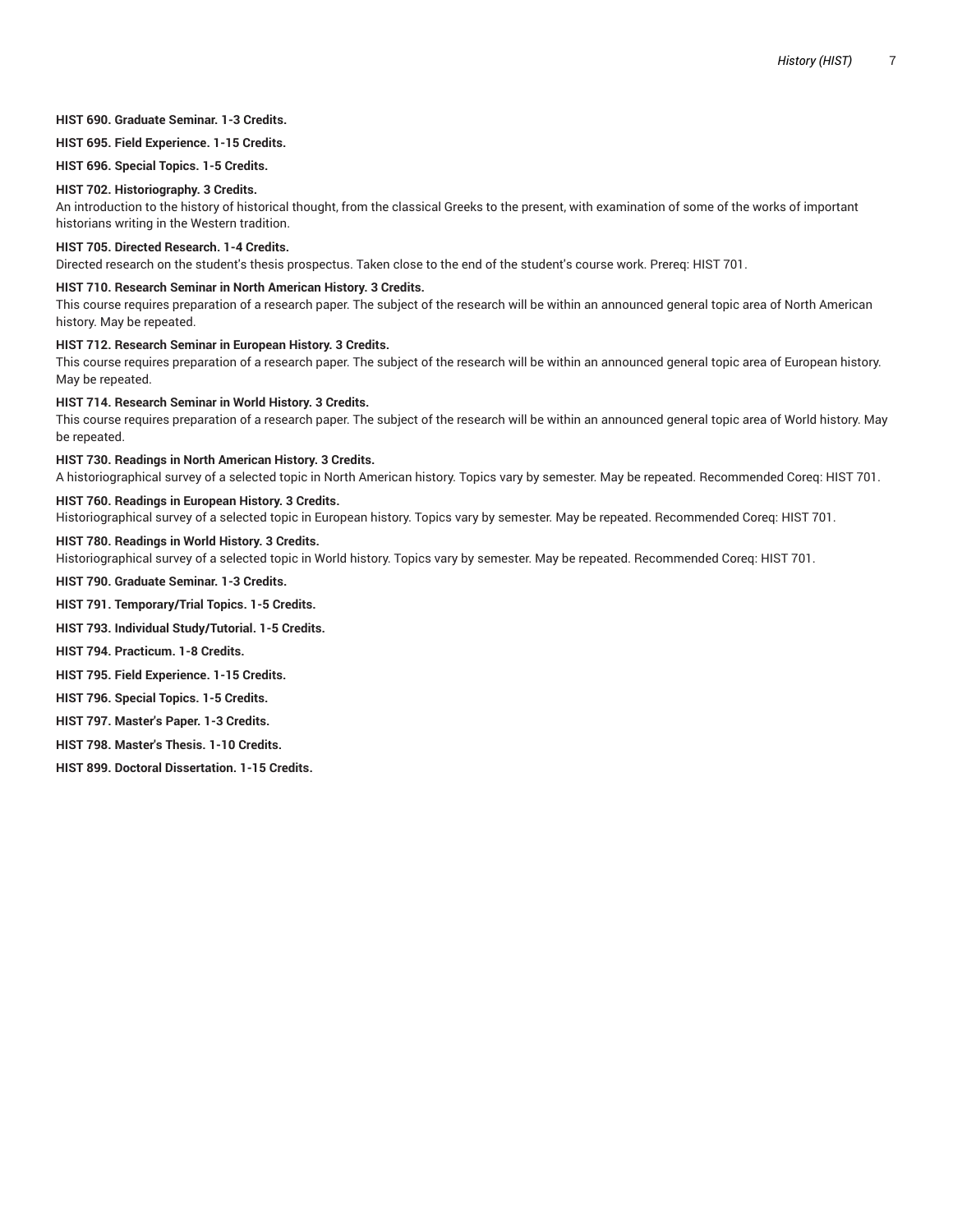**HIST 690. Graduate Seminar. 1-3 Credits.**

**HIST 695. Field Experience. 1-15 Credits.**

**HIST 696. Special Topics. 1-5 Credits.**

**HIST 702. Historiography. 3 Credits.**
An introduction to the history of historical thought, from the classical Greeks to the present, with examination of some of the works of important historians writing in the Western tradition.

**HIST 705. Directed Research. 1-4 Credits.**
Directed research on the student's thesis prospectus. Taken close to the end of the student's course work. Prereq: HIST 701.

**HIST 710. Research Seminar in North American History. 3 Credits.**
This course requires preparation of a research paper. The subject of the research will be within an announced general topic area of North American history. May be repeated.

**HIST 712. Research Seminar in European History. 3 Credits.**
This course requires preparation of a research paper. The subject of the research will be within an announced general topic area of European history. May be repeated.

**HIST 714. Research Seminar in World History. 3 Credits.**
This course requires preparation of a research paper. The subject of the research will be within an announced general topic area of World history. May be repeated.

**HIST 730. Readings in North American History. 3 Credits.**
A historiographical survey of a selected topic in North American history. Topics vary by semester. May be repeated. Recommended Coreq: HIST 701.

**HIST 760. Readings in European History. 3 Credits.**
Historiographical survey of a selected topic in European history. Topics vary by semester. May be repeated. Recommended Coreq: HIST 701.

**HIST 780. Readings in World History. 3 Credits.**
Historiographical survey of a selected topic in World history. Topics vary by semester. May be repeated. Recommended Coreq: HIST 701.

**HIST 790. Graduate Seminar. 1-3 Credits.**

**HIST 791. Temporary/Trial Topics. 1-5 Credits.**

**HIST 793. Individual Study/Tutorial. 1-5 Credits.**

**HIST 794. Practicum. 1-8 Credits.**

**HIST 795. Field Experience. 1-15 Credits.**

**HIST 796. Special Topics. 1-5 Credits.**

**HIST 797. Master's Paper. 1-3 Credits.**

**HIST 798. Master's Thesis. 1-10 Credits.**

**HIST 899. Doctoral Dissertation. 1-15 Credits.**